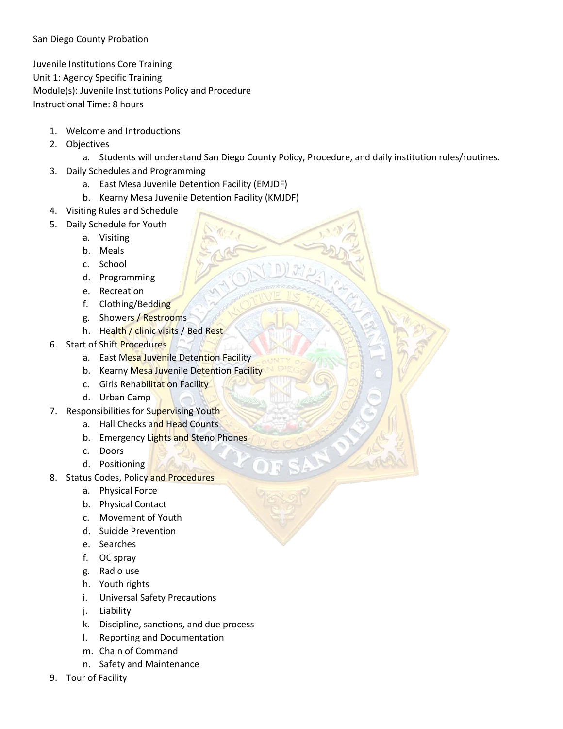San Diego County Probation

Juvenile Institutions Core Training
Unit 1: Agency Specific Training
Module(s): Juvenile Institutions Policy and Procedure
Instructional Time: 8 hours

1. Welcome and Introductions
2. Objectives
   a. Students will understand San Diego County Policy, Procedure, and daily institution rules/routines.
3. Daily Schedules and Programming
   a. East Mesa Juvenile Detention Facility (EMJDF)
   b. Kearny Mesa Juvenile Detention Facility (KMJDF)
4. Visiting Rules and Schedule
5. Daily Schedule for Youth
   a. Visiting
   b. Meals
   c. School
   d. Programming
   e. Recreation
   f. Clothing/Bedding
   g. Showers / Restrooms
   h. Health / clinic visits / Bed Rest
6. Start of Shift Procedures
   a. East Mesa Juvenile Detention Facility
   b. Kearny Mesa Juvenile Detention Facility
   c. Girls Rehabilitation Facility
   d. Urban Camp
7. Responsibilities for Supervising Youth
   a. Hall Checks and Head Counts
   b. Emergency Lights and Steno Phones
   c. Doors
   d. Positioning
8. Status Codes, Policy and Procedures
   a. Physical Force
   b. Physical Contact
   c. Movement of Youth
   d. Suicide Prevention
   e. Searches
   f. OC spray
   g. Radio use
   h. Youth rights
   i. Universal Safety Precautions
   j. Liability
   k. Discipline, sanctions, and due process
   l. Reporting and Documentation
   m. Chain of Command
   n. Safety and Maintenance
9. Tour of Facility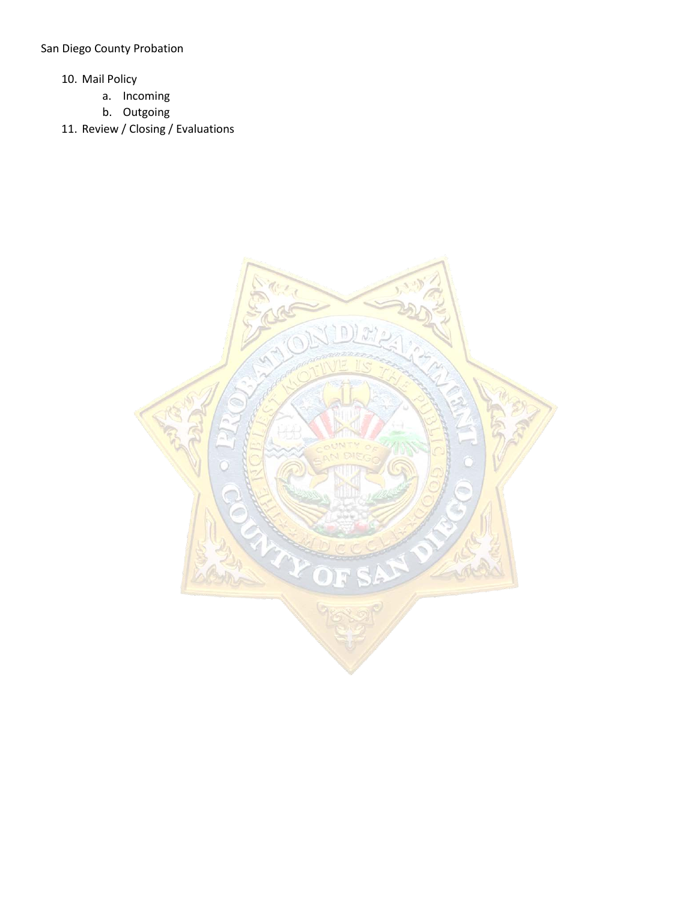10. Mail Policy
    a. Incoming
    b. Outgoing
11. Review / Closing / Evaluations